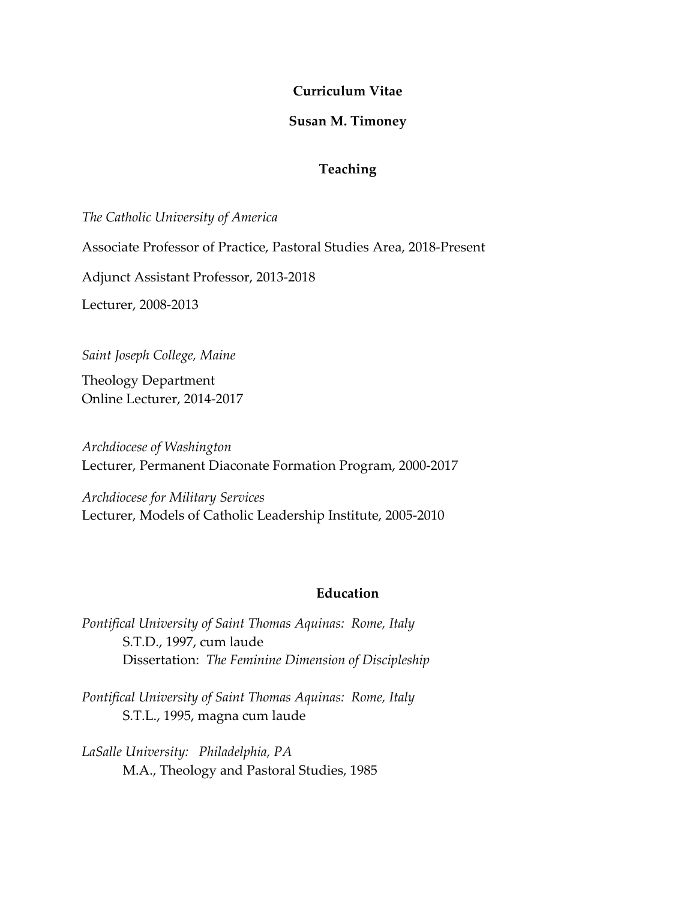# Curriculum Vitae

## Susan M. Timoney

## Teaching

*The Catholic University of America*

Associate Professor of Practice, Pastoral Studies Area, 2018-Present

Adjunct Assistant Professor, 2013-2018

Lecturer, 2008-2013

*Saint Joseph College, Maine*

Theology Department
Online Lecturer, 2014-2017

*Archdiocese of Washington*
Lecturer, Permanent Diaconate Formation Program, 2000-2017

*Archdiocese for Military Services*
Lecturer, Models of Catholic Leadership Institute, 2005-2010

## Education

*Pontifical University of Saint Thomas Aquinas: Rome, Italy*
S.T.D., 1997, cum laude
Dissertation: *The Feminine Dimension of Discipleship*

*Pontifical University of Saint Thomas Aquinas: Rome, Italy*
S.T.L., 1995, magna cum laude

*LaSalle University: Philadelphia, PA*
M.A., Theology and Pastoral Studies, 1985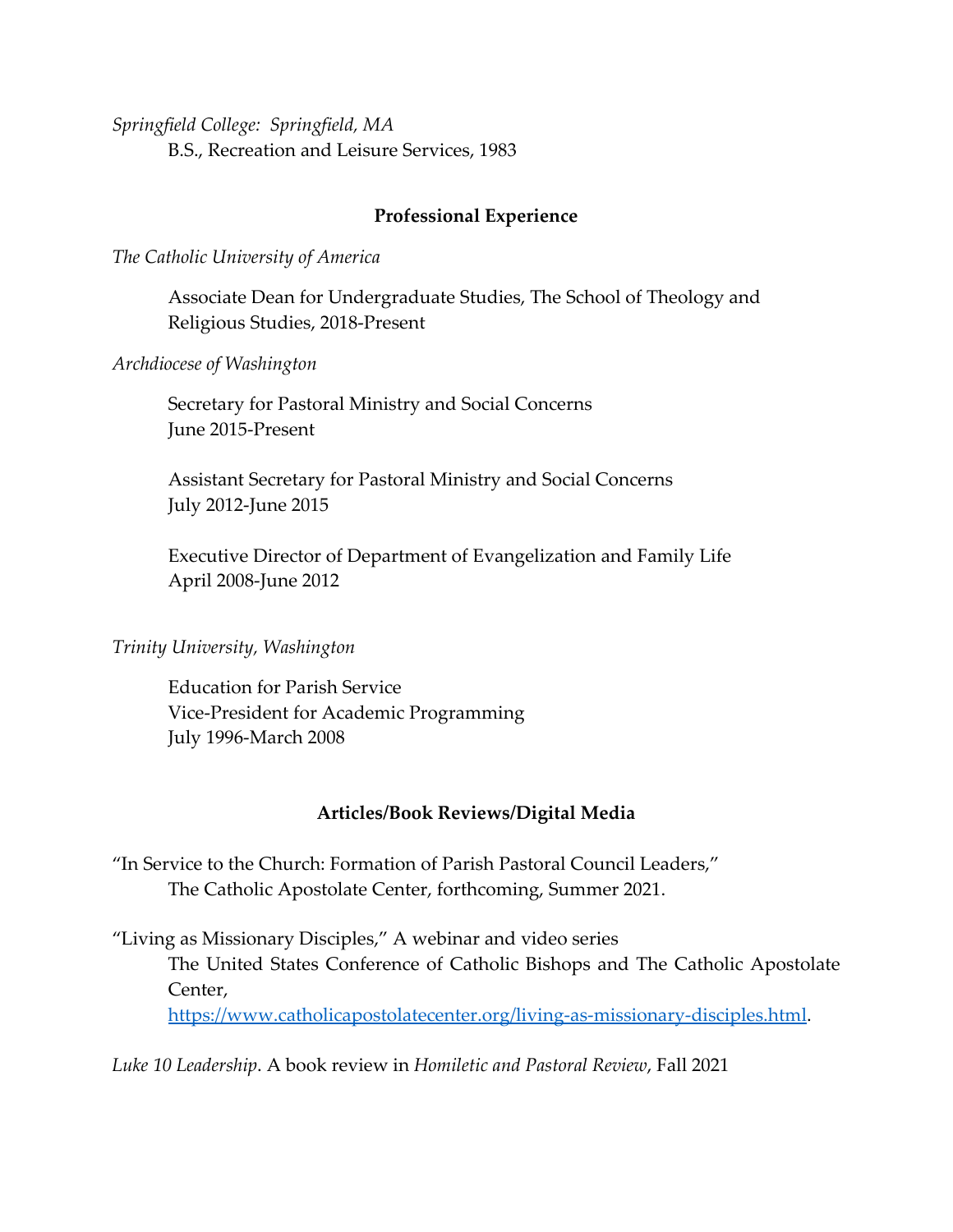*Springfield College: Springfield, MA*

B.S., Recreation and Leisure Services, 1983

## Professional Experience

*The Catholic University of America*

Associate Dean for Undergraduate Studies, The School of Theology and Religious Studies, 2018-Present

*Archdiocese of Washington*

Secretary for Pastoral Ministry and Social Concerns
June 2015-Present

Assistant Secretary for Pastoral Ministry and Social Concerns
July 2012-June 2015

Executive Director of Department of Evangelization and Family Life
April 2008-June 2012

*Trinity University, Washington*

Education for Parish Service
Vice-President for Academic Programming
July 1996-March 2008

## Articles/Book Reviews/Digital Media

"In Service to the Church: Formation of Parish Pastoral Council Leaders,"
The Catholic Apostolate Center, forthcoming, Summer 2021.

"Living as Missionary Disciples," A webinar and video series
The United States Conference of Catholic Bishops and The Catholic Apostolate Center,
https://www.catholicapostolatecenter.org/living-as-missionary-disciples.html.

*Luke 10 Leadership*. A book review in *Homiletic and Pastoral Review*, Fall 2021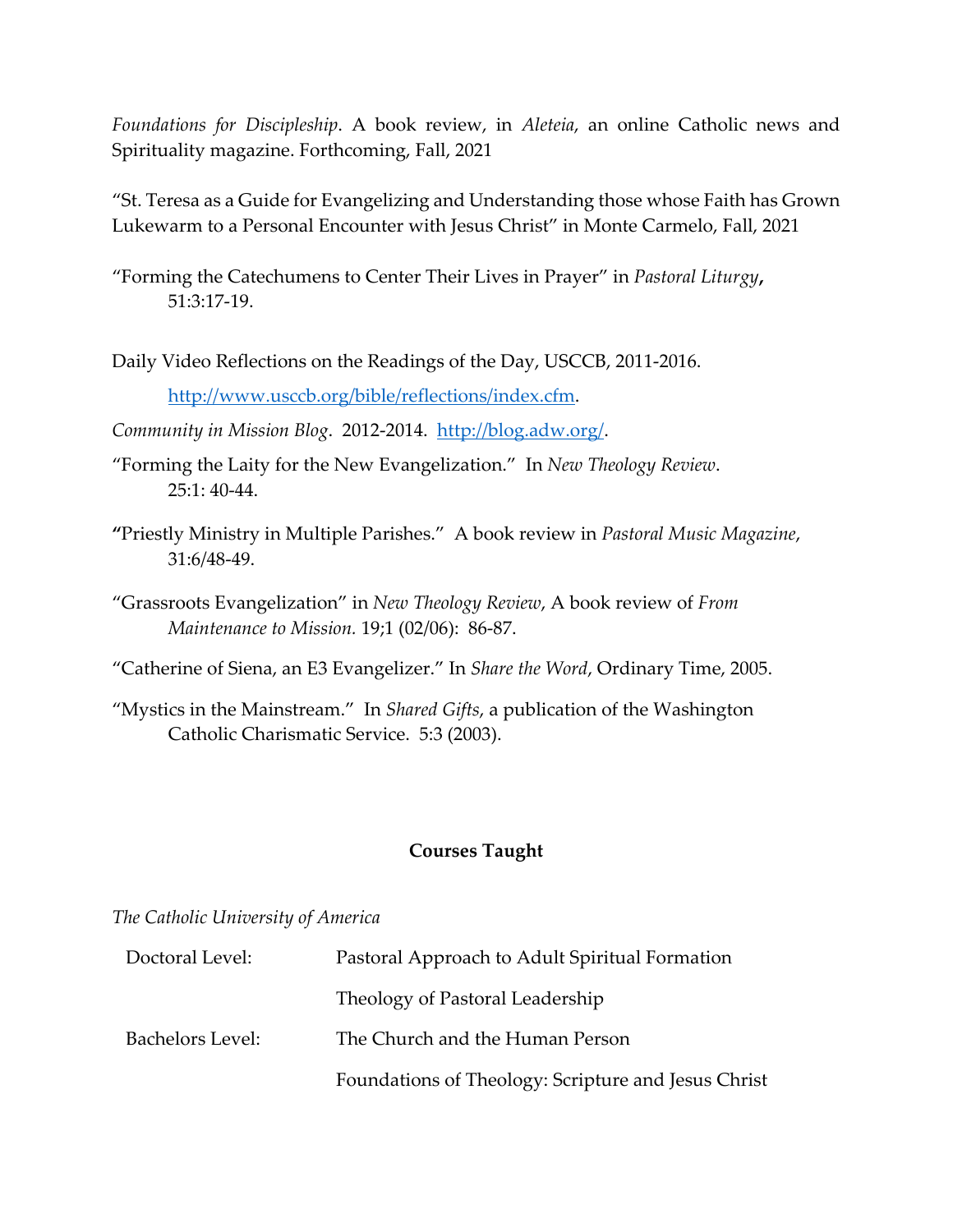*Foundations for Discipleship*. A book review, in *Aleteia*, an online Catholic news and Spirituality magazine. Forthcoming, Fall, 2021

"St. Teresa as a Guide for Evangelizing and Understanding those whose Faith has Grown Lukewarm to a Personal Encounter with Jesus Christ" in Monte Carmelo, Fall, 2021

"Forming the Catechumens to Center Their Lives in Prayer" in *Pastoral Liturgy*, 51:3:17-19.

Daily Video Reflections on the Readings of the Day, USCCB, 2011-2016. [http://www.usccb.org/bible/reflections/index.cfm](http://www.usccb.org/bible/reflections/index.cfm).

*Community in Mission Blog*. 2012-2014. [http://blog.adw.org/](http://blog.adw.org/).

"Forming the Laity for the New Evangelization." In *New Theology Review*. 25:1: 40-44.

"Priestly Ministry in Multiple Parishes." A book review in *Pastoral Music Magazine*, 31:6/48-49.

"Grassroots Evangelization" in *New Theology Review*, A book review of *From Maintenance to Mission.* 19;1 (02/06): 86-87.

"Catherine of Siena, an E3 Evangelizer." In *Share the Word*, Ordinary Time, 2005.

"Mystics in the Mainstream." In *Shared Gifts*, a publication of the Washington Catholic Charismatic Service. 5:3 (2003).

## Courses Taught

*The Catholic University of America*

| | |
|---|---|
| Doctoral Level: | Pastoral Approach to Adult Spiritual Formation |
| | Theology of Pastoral Leadership |
| Bachelors Level: | The Church and the Human Person |
| | Foundations of Theology: Scripture and Jesus Christ |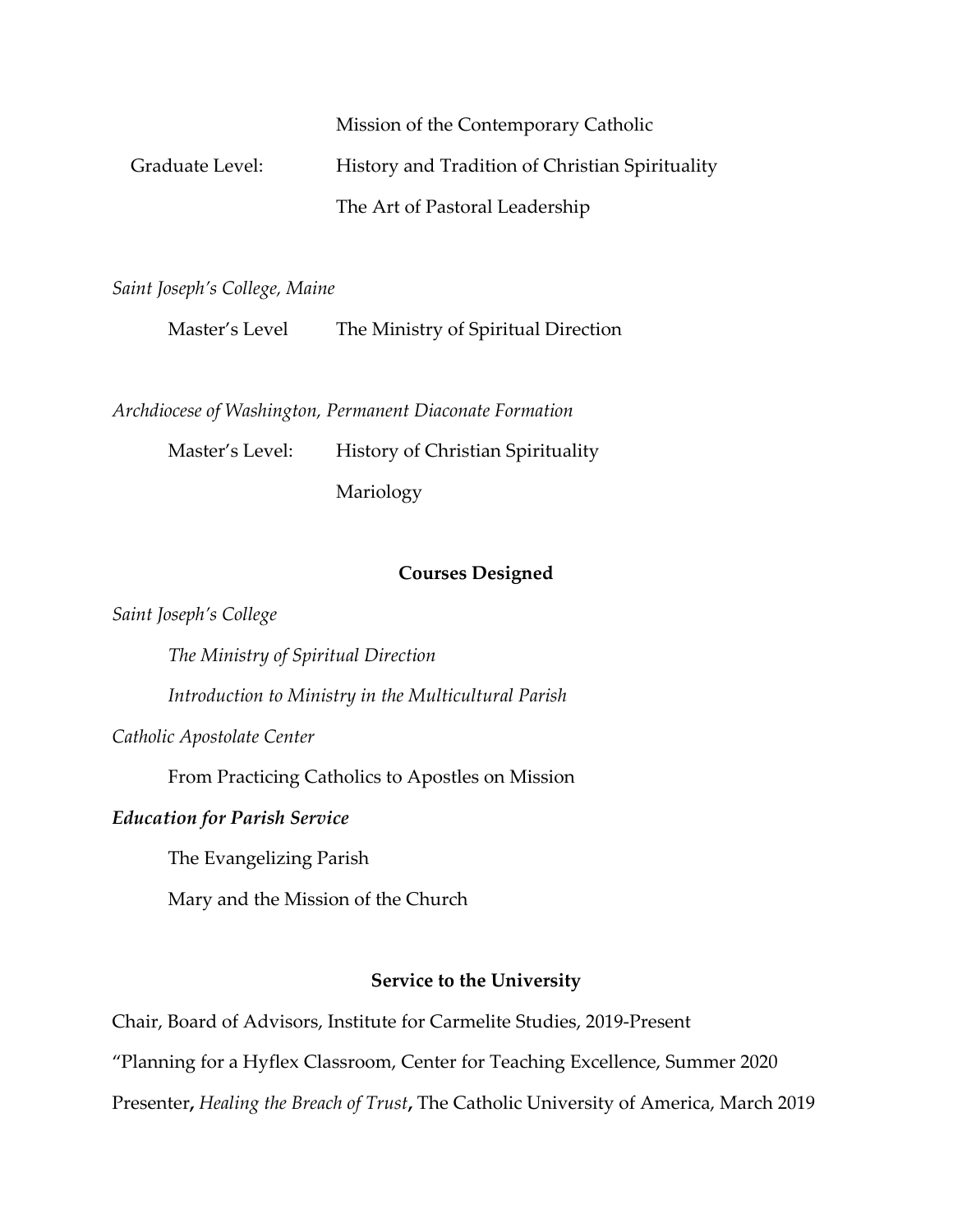Mission of the Contemporary Catholic

Graduate Level: History and Tradition of Christian Spirituality

The Art of Pastoral Leadership

*Saint Joseph's College, Maine*

Master's Level The Ministry of Spiritual Direction

*Archdiocese of Washington, Permanent Diaconate Formation*

Master's Level: History of Christian Spirituality

Mariology

## Courses Designed

*Saint Joseph's College*

*The Ministry of Spiritual Direction*

*Introduction to Ministry in the Multicultural Parish*

*Catholic Apostolate Center*

From Practicing Catholics to Apostles on Mission

***Education for Parish Service***

The Evangelizing Parish

Mary and the Mission of the Church

## Service to the University

Chair, Board of Advisors, Institute for Carmelite Studies, 2019-Present

"Planning for a Hyflex Classroom, Center for Teaching Excellence, Summer 2020

Presenter**,** *Healing the Breach of Trust***,** The Catholic University of America, March 2019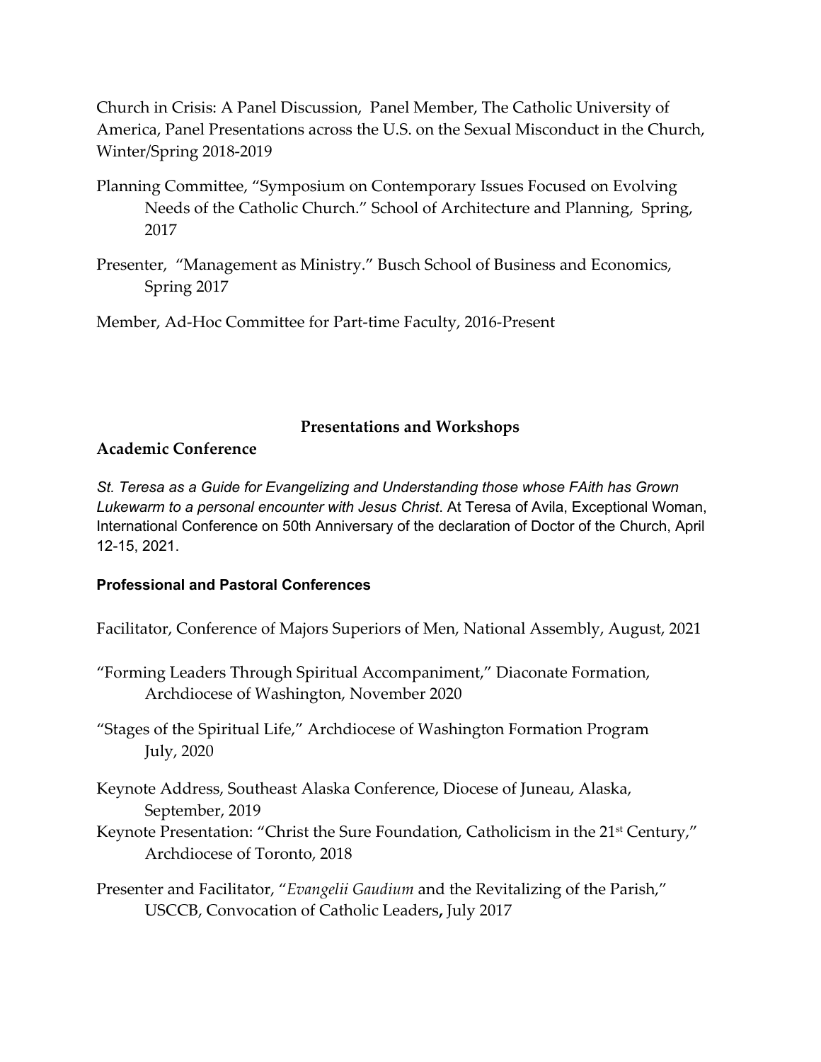Church in Crisis: A Panel Discussion, Panel Member, The Catholic University of America, Panel Presentations across the U.S. on the Sexual Misconduct in the Church, Winter/Spring 2018-2019

Planning Committee, "Symposium on Contemporary Issues Focused on Evolving Needs of the Catholic Church." School of Architecture and Planning, Spring, 2017

Presenter, "Management as Ministry." Busch School of Business and Economics, Spring 2017

Member, Ad-Hoc Committee for Part-time Faculty, 2016-Present

## Presentations and Workshops

### Academic Conference

*St. Teresa as a Guide for Evangelizing and Understanding those whose FAith has Grown Lukewarm to a personal encounter with Jesus Christ*. At Teresa of Avila, Exceptional Woman, International Conference on 50th Anniversary of the declaration of Doctor of the Church, April 12-15, 2021.

### Professional and Pastoral Conferences

Facilitator, Conference of Majors Superiors of Men, National Assembly, August, 2021

"Forming Leaders Through Spiritual Accompaniment," Diaconate Formation, Archdiocese of Washington, November 2020

"Stages of the Spiritual Life," Archdiocese of Washington Formation Program July, 2020

Keynote Address, Southeast Alaska Conference, Diocese of Juneau, Alaska, September, 2019

Keynote Presentation: "Christ the Sure Foundation, Catholicism in the 21st Century," Archdiocese of Toronto, 2018

Presenter and Facilitator, "*Evangelii Gaudium* and the Revitalizing of the Parish," USCCB, Convocation of Catholic Leaders**,** July 2017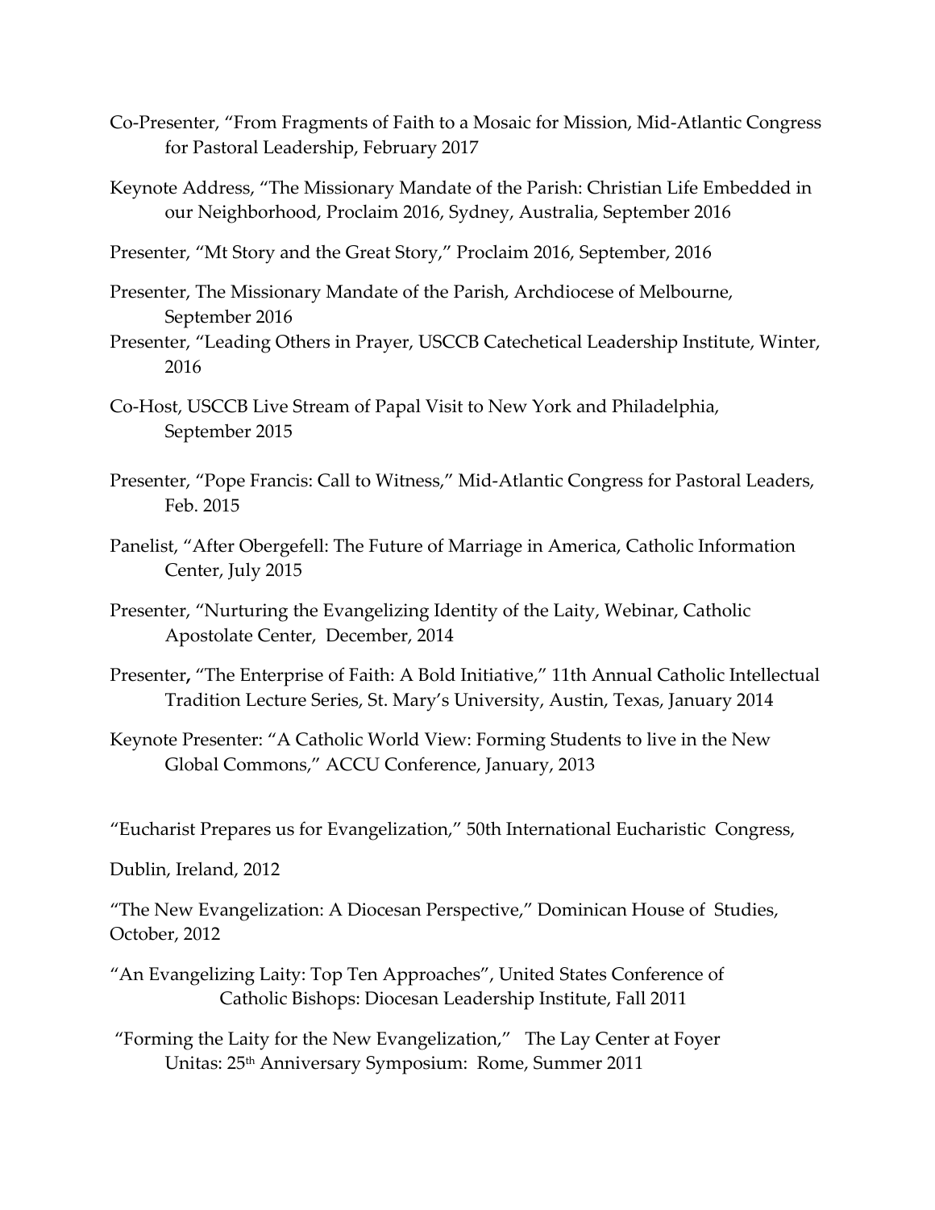Co-Presenter, "From Fragments of Faith to a Mosaic for Mission, Mid-Atlantic Congress for Pastoral Leadership, February 2017

Keynote Address, "The Missionary Mandate of the Parish: Christian Life Embedded in our Neighborhood, Proclaim 2016, Sydney, Australia, September 2016

Presenter, "Mt Story and the Great Story," Proclaim 2016, September, 2016

Presenter, The Missionary Mandate of the Parish, Archdiocese of Melbourne, September 2016

Presenter, "Leading Others in Prayer, USCCB Catechetical Leadership Institute, Winter, 2016

Co-Host, USCCB Live Stream of Papal Visit to New York and Philadelphia, September 2015

Presenter, "Pope Francis: Call to Witness," Mid-Atlantic Congress for Pastoral Leaders, Feb. 2015

Panelist, "After Obergefell: The Future of Marriage in America, Catholic Information Center, July 2015

Presenter, "Nurturing the Evangelizing Identity of the Laity, Webinar, Catholic Apostolate Center, December, 2014

Presenter, "The Enterprise of Faith: A Bold Initiative," 11th Annual Catholic Intellectual Tradition Lecture Series, St. Mary's University, Austin, Texas, January 2014

Keynote Presenter: "A Catholic World View: Forming Students to live in the New Global Commons," ACCU Conference, January, 2013

"Eucharist Prepares us for Evangelization," 50th International Eucharistic Congress,

Dublin, Ireland, 2012

"The New Evangelization: A Diocesan Perspective," Dominican House of Studies, October, 2012

"An Evangelizing Laity: Top Ten Approaches", United States Conference of Catholic Bishops: Diocesan Leadership Institute, Fall 2011

"Forming the Laity for the New Evangelization," The Lay Center at Foyer Unitas: 25th Anniversary Symposium: Rome, Summer 2011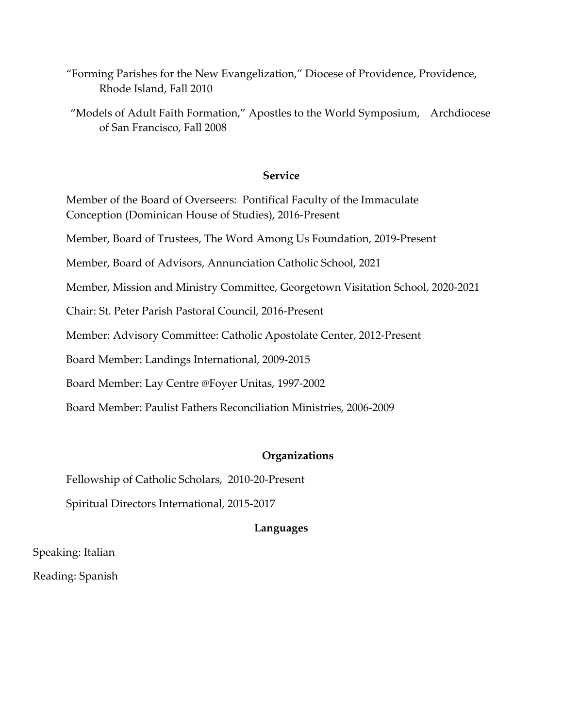"Forming Parishes for the New Evangelization," Diocese of Providence, Providence, Rhode Island, Fall 2010

"Models of Adult Faith Formation," Apostles to the World Symposium, Archdiocese of San Francisco, Fall 2008

## Service

Member of the Board of Overseers: Pontifical Faculty of the Immaculate Conception (Dominican House of Studies), 2016-Present

Member, Board of Trustees, The Word Among Us Foundation, 2019-Present

Member, Board of Advisors, Annunciation Catholic School, 2021

Member, Mission and Ministry Committee, Georgetown Visitation School, 2020-2021

Chair: St. Peter Parish Pastoral Council, 2016-Present

Member: Advisory Committee: Catholic Apostolate Center, 2012-Present

Board Member: Landings International, 2009-2015

Board Member: Lay Centre @Foyer Unitas, 1997-2002

Board Member: Paulist Fathers Reconciliation Ministries, 2006-2009

## Organizations

Fellowship of Catholic Scholars, 2010-20-Present

Spiritual Directors International, 2015-2017

## Languages

Speaking: Italian

Reading: Spanish